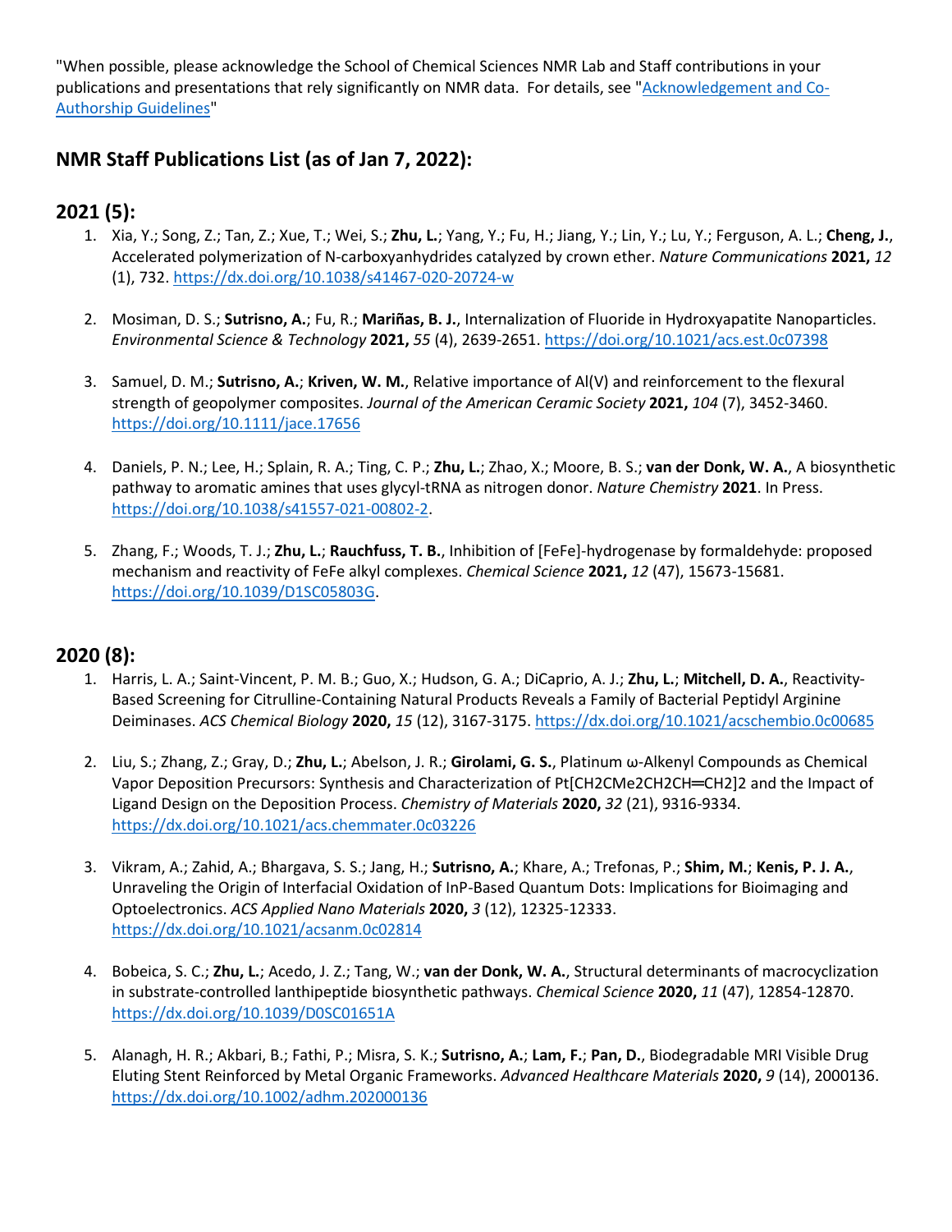"When possible, please acknowledge the School of Chemical Sciences NMR Lab and Staff contributions in your publications and presentations that rely significantly on NMR data. For details, see "[Acknowledgement and Co-Authorship Guidelines]"

## NMR Staff Publications List (as of Jan 7, 2022):

## 2021 (5):

1. Xia, Y.; Song, Z.; Tan, Z.; Xue, T.; Wei, S.; **Zhu, L.**; Yang, Y.; Fu, H.; Jiang, Y.; Lin, Y.; Lu, Y.; Ferguson, A. L.; **Cheng, J.**, Accelerated polymerization of N-carboxyanhydrides catalyzed by crown ether. *Nature Communications* **2021,** *12* (1), 732. https://dx.doi.org/10.1038/s41467-020-20724-w

2. Mosiman, D. S.; **Sutrisno, A.**; Fu, R.; **Mariñas, B. J.**, Internalization of Fluoride in Hydroxyapatite Nanoparticles. *Environmental Science & Technology* **2021,** *55* (4), 2639-2651. https://doi.org/10.1021/acs.est.0c07398

3. Samuel, D. M.; **Sutrisno, A.**; **Kriven, W. M.**, Relative importance of Al(V) and reinforcement to the flexural strength of geopolymer composites. *Journal of the American Ceramic Society* **2021,** *104* (7), 3452-3460. https://doi.org/10.1111/jace.17656

4. Daniels, P. N.; Lee, H.; Splain, R. A.; Ting, C. P.; **Zhu, L.**; Zhao, X.; Moore, B. S.; **van der Donk, W. A.**, A biosynthetic pathway to aromatic amines that uses glycyl-tRNA as nitrogen donor. *Nature Chemistry* **2021**. In Press. https://doi.org/10.1038/s41557-021-00802-2.

5. Zhang, F.; Woods, T. J.; **Zhu, L.**; **Rauchfuss, T. B.**, Inhibition of [FeFe]-hydrogenase by formaldehyde: proposed mechanism and reactivity of FeFe alkyl complexes. *Chemical Science* **2021,** *12* (47), 15673-15681. https://doi.org/10.1039/D1SC05803G.

## 2020 (8):

1. Harris, L. A.; Saint-Vincent, P. M. B.; Guo, X.; Hudson, G. A.; DiCaprio, A. J.; **Zhu, L.**; **Mitchell, D. A.**, Reactivity-Based Screening for Citrulline-Containing Natural Products Reveals a Family of Bacterial Peptidyl Arginine Deiminases. *ACS Chemical Biology* **2020,** *15* (12), 3167-3175. https://dx.doi.org/10.1021/acschembio.0c00685

2. Liu, S.; Zhang, Z.; Gray, D.; **Zhu, L.**; Abelson, J. R.; **Girolami, G. S.**, Platinum ω-Alkenyl Compounds as Chemical Vapor Deposition Precursors: Synthesis and Characterization of Pt[CH2CMe2CH2CH═CH2]2 and the Impact of Ligand Design on the Deposition Process. *Chemistry of Materials* **2020,** *32* (21), 9316-9334. https://dx.doi.org/10.1021/acs.chemmater.0c03226

3. Vikram, A.; Zahid, A.; Bhargava, S. S.; Jang, H.; **Sutrisno, A.**; Khare, A.; Trefonas, P.; **Shim, M.**; **Kenis, P. J. A.**, Unraveling the Origin of Interfacial Oxidation of InP-Based Quantum Dots: Implications for Bioimaging and Optoelectronics. *ACS Applied Nano Materials* **2020,** *3* (12), 12325-12333. https://dx.doi.org/10.1021/acsanm.0c02814

4. Bobeica, S. C.; **Zhu, L.**; Acedo, J. Z.; Tang, W.; **van der Donk, W. A.**, Structural determinants of macrocyclization in substrate-controlled lanthipeptide biosynthetic pathways. *Chemical Science* **2020,** *11* (47), 12854-12870. https://dx.doi.org/10.1039/D0SC01651A

5. Alanagh, H. R.; Akbari, B.; Fathi, P.; Misra, S. K.; **Sutrisno, A.**; **Lam, F.**; **Pan, D.**, Biodegradable MRI Visible Drug Eluting Stent Reinforced by Metal Organic Frameworks. *Advanced Healthcare Materials* **2020,** *9* (14), 2000136. https://dx.doi.org/10.1002/adhm.202000136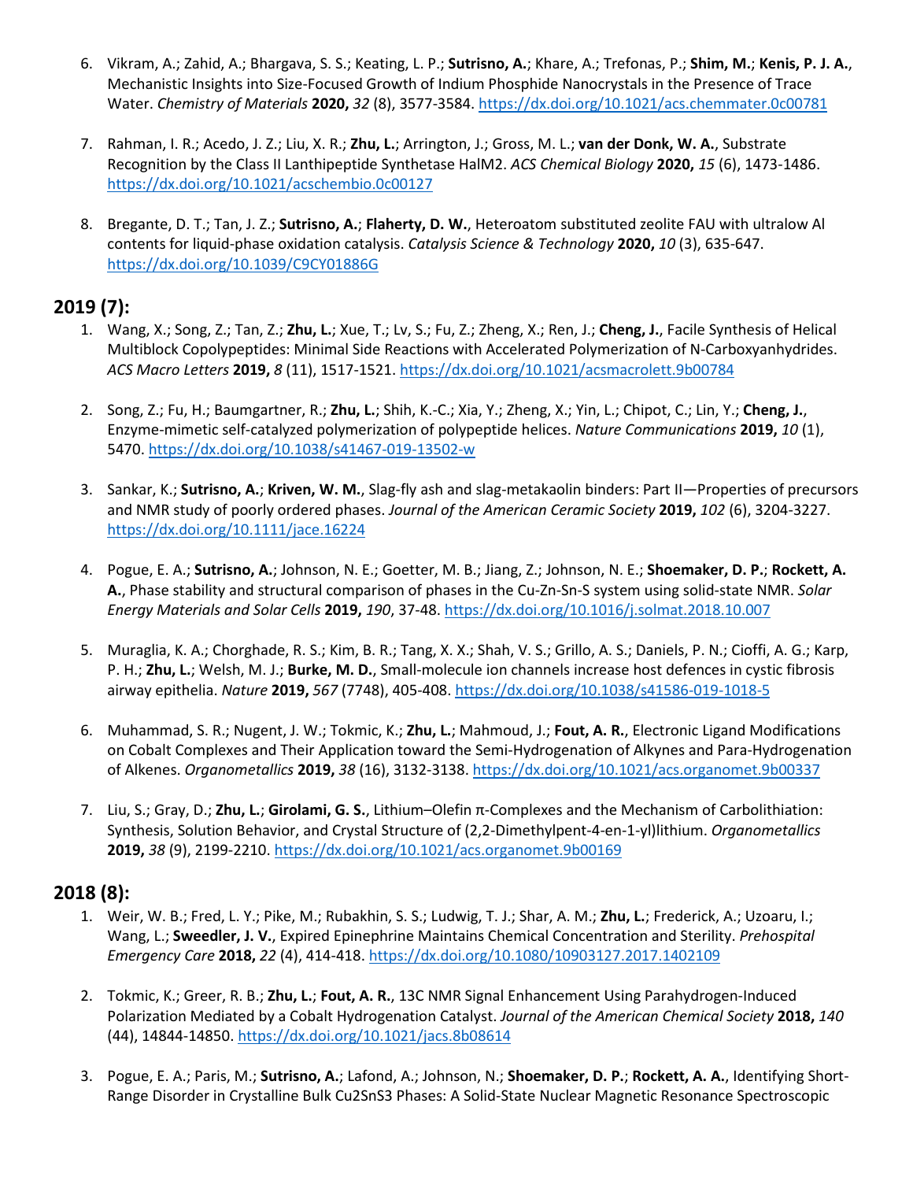6. Vikram, A.; Zahid, A.; Bhargava, S. S.; Keating, L. P.; **Sutrisno, A.**; Khare, A.; Trefonas, P.; **Shim, M.**; **Kenis, P. J. A.**, Mechanistic Insights into Size-Focused Growth of Indium Phosphide Nanocrystals in the Presence of Trace Water. *Chemistry of Materials* **2020,** *32* (8), 3577-3584. https://dx.doi.org/10.1021/acs.chemmater.0c00781

7. Rahman, I. R.; Acedo, J. Z.; Liu, X. R.; **Zhu, L.**; Arrington, J.; Gross, M. L.; **van der Donk, W. A.**, Substrate Recognition by the Class II Lanthipeptide Synthetase HalM2. *ACS Chemical Biology* **2020,** *15* (6), 1473-1486. https://dx.doi.org/10.1021/acschembio.0c00127

8. Bregante, D. T.; Tan, J. Z.; **Sutrisno, A.**; **Flaherty, D. W.**, Heteroatom substituted zeolite FAU with ultralow Al contents for liquid-phase oxidation catalysis. *Catalysis Science & Technology* **2020,** *10* (3), 635-647. https://dx.doi.org/10.1039/C9CY01886G

## 2019 (7):

1. Wang, X.; Song, Z.; Tan, Z.; **Zhu, L.**; Xue, T.; Lv, S.; Fu, Z.; Zheng, X.; Ren, J.; **Cheng, J.**, Facile Synthesis of Helical Multiblock Copolypeptides: Minimal Side Reactions with Accelerated Polymerization of N-Carboxyanhydrides. *ACS Macro Letters* **2019,** *8* (11), 1517-1521. https://dx.doi.org/10.1021/acsmacrolett.9b00784

2. Song, Z.; Fu, H.; Baumgartner, R.; **Zhu, L.**; Shih, K.-C.; Xia, Y.; Zheng, X.; Yin, L.; Chipot, C.; Lin, Y.; **Cheng, J.**, Enzyme-mimetic self-catalyzed polymerization of polypeptide helices. *Nature Communications* **2019,** *10* (1), 5470. https://dx.doi.org/10.1038/s41467-019-13502-w

3. Sankar, K.; **Sutrisno, A.**; **Kriven, W. M.**, Slag-fly ash and slag-metakaolin binders: Part II—Properties of precursors and NMR study of poorly ordered phases. *Journal of the American Ceramic Society* **2019,** *102* (6), 3204-3227. https://dx.doi.org/10.1111/jace.16224

4. Pogue, E. A.; **Sutrisno, A.**; Johnson, N. E.; Goetter, M. B.; Jiang, Z.; Johnson, N. E.; **Shoemaker, D. P.**; **Rockett, A. A.**, Phase stability and structural comparison of phases in the Cu-Zn-Sn-S system using solid-state NMR. *Solar Energy Materials and Solar Cells* **2019,** *190*, 37-48. https://dx.doi.org/10.1016/j.solmat.2018.10.007

5. Muraglia, K. A.; Chorghade, R. S.; Kim, B. R.; Tang, X. X.; Shah, V. S.; Grillo, A. S.; Daniels, P. N.; Cioffi, A. G.; Karp, P. H.; **Zhu, L.**; Welsh, M. J.; **Burke, M. D.**, Small-molecule ion channels increase host defences in cystic fibrosis airway epithelia. *Nature* **2019,** *567* (7748), 405-408. https://dx.doi.org/10.1038/s41586-019-1018-5

6. Muhammad, S. R.; Nugent, J. W.; Tokmic, K.; **Zhu, L.**; Mahmoud, J.; **Fout, A. R.**, Electronic Ligand Modifications on Cobalt Complexes and Their Application toward the Semi-Hydrogenation of Alkynes and Para-Hydrogenation of Alkenes. *Organometallics* **2019,** *38* (16), 3132-3138. https://dx.doi.org/10.1021/acs.organomet.9b00337

7. Liu, S.; Gray, D.; **Zhu, L.**; **Girolami, G. S.**, Lithium–Olefin π-Complexes and the Mechanism of Carbolithiation: Synthesis, Solution Behavior, and Crystal Structure of (2,2-Dimethylpent-4-en-1-yl)lithium. *Organometallics* **2019,** *38* (9), 2199-2210. https://dx.doi.org/10.1021/acs.organomet.9b00169

## 2018 (8):

1. Weir, W. B.; Fred, L. Y.; Pike, M.; Rubakhin, S. S.; Ludwig, T. J.; Shar, A. M.; **Zhu, L.**; Frederick, A.; Uzoaru, I.; Wang, L.; **Sweedler, J. V.**, Expired Epinephrine Maintains Chemical Concentration and Sterility. *Prehospital Emergency Care* **2018,** *22* (4), 414-418. https://dx.doi.org/10.1080/10903127.2017.1402109

2. Tokmic, K.; Greer, R. B.; **Zhu, L.**; **Fout, A. R.**, 13C NMR Signal Enhancement Using Parahydrogen-Induced Polarization Mediated by a Cobalt Hydrogenation Catalyst. *Journal of the American Chemical Society* **2018,** *140* (44), 14844-14850. https://dx.doi.org/10.1021/jacs.8b08614

3. Pogue, E. A.; Paris, M.; **Sutrisno, A.**; Lafond, A.; Johnson, N.; **Shoemaker, D. P.**; **Rockett, A. A.**, Identifying Short-Range Disorder in Crystalline Bulk Cu2SnS3 Phases: A Solid-State Nuclear Magnetic Resonance Spectroscopic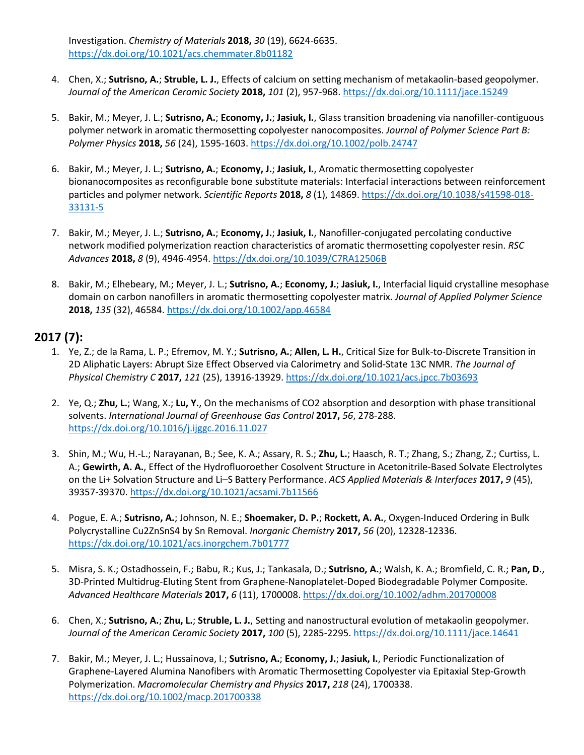Investigation. *Chemistry of Materials* **2018,** *30* (19), 6624-6635. https://dx.doi.org/10.1021/acs.chemmater.8b01182

4. Chen, X.; **Sutrisno, A.**; **Struble, L. J.**, Effects of calcium on setting mechanism of metakaolin-based geopolymer. *Journal of the American Ceramic Society* **2018,** *101* (2), 957-968. https://dx.doi.org/10.1111/jace.15249

5. Bakir, M.; Meyer, J. L.; **Sutrisno, A.**; **Economy, J.**; **Jasiuk, I.**, Glass transition broadening via nanofiller-contiguous polymer network in aromatic thermosetting copolyester nanocomposites. *Journal of Polymer Science Part B: Polymer Physics* **2018,** *56* (24), 1595-1603. https://dx.doi.org/10.1002/polb.24747

6. Bakir, M.; Meyer, J. L.; **Sutrisno, A.**; **Economy, J.**; **Jasiuk, I.**, Aromatic thermosetting copolyester bionanocomposites as reconfigurable bone substitute materials: Interfacial interactions between reinforcement particles and polymer network. *Scientific Reports* **2018,** *8* (1), 14869. https://dx.doi.org/10.1038/s41598-018-33131-5

7. Bakir, M.; Meyer, J. L.; **Sutrisno, A.**; **Economy, J.**; **Jasiuk, I.**, Nanofiller-conjugated percolating conductive network modified polymerization reaction characteristics of aromatic thermosetting copolyester resin. *RSC Advances* **2018,** *8* (9), 4946-4954. https://dx.doi.org/10.1039/C7RA12506B

8. Bakir, M.; Elhebeary, M.; Meyer, J. L.; **Sutrisno, A.**; **Economy, J.**; **Jasiuk, I.**, Interfacial liquid crystalline mesophase domain on carbon nanofillers in aromatic thermosetting copolyester matrix. *Journal of Applied Polymer Science* **2018,** *135* (32), 46584. https://dx.doi.org/10.1002/app.46584

## 2017 (7):

1. Ye, Z.; de la Rama, L. P.; Efremov, M. Y.; **Sutrisno, A.**; **Allen, L. H.**, Critical Size for Bulk-to-Discrete Transition in 2D Aliphatic Layers: Abrupt Size Effect Observed via Calorimetry and Solid-State 13C NMR. *The Journal of Physical Chemistry C* **2017,** *121* (25), 13916-13929. https://dx.doi.org/10.1021/acs.jpcc.7b03693

2. Ye, Q.; **Zhu, L.**; Wang, X.; **Lu, Y.**, On the mechanisms of CO2 absorption and desorption with phase transitional solvents. *International Journal of Greenhouse Gas Control* **2017,** *56*, 278-288. https://dx.doi.org/10.1016/j.ijggc.2016.11.027

3. Shin, M.; Wu, H.-L.; Narayanan, B.; See, K. A.; Assary, R. S.; **Zhu, L.**; Haasch, R. T.; Zhang, S.; Zhang, Z.; Curtiss, L. A.; **Gewirth, A. A.**, Effect of the Hydrofluoroether Cosolvent Structure in Acetonitrile-Based Solvate Electrolytes on the Li+ Solvation Structure and Li–S Battery Performance. *ACS Applied Materials & Interfaces* **2017,** *9* (45), 39357-39370. https://dx.doi.org/10.1021/acsami.7b11566

4. Pogue, E. A.; **Sutrisno, A.**; Johnson, N. E.; **Shoemaker, D. P.**; **Rockett, A. A.**, Oxygen-Induced Ordering in Bulk Polycrystalline Cu2ZnSnS4 by Sn Removal. *Inorganic Chemistry* **2017,** *56* (20), 12328-12336. https://dx.doi.org/10.1021/acs.inorgchem.7b01777

5. Misra, S. K.; Ostadhossein, F.; Babu, R.; Kus, J.; Tankasala, D.; **Sutrisno, A.**; Walsh, K. A.; Bromfield, C. R.; **Pan, D.**, 3D-Printed Multidrug-Eluting Stent from Graphene-Nanoplatelet-Doped Biodegradable Polymer Composite. *Advanced Healthcare Materials* **2017,** *6* (11), 1700008. https://dx.doi.org/10.1002/adhm.201700008

6. Chen, X.; **Sutrisno, A.**; **Zhu, L.**; **Struble, L. J.**, Setting and nanostructural evolution of metakaolin geopolymer. *Journal of the American Ceramic Society* **2017,** *100* (5), 2285-2295. https://dx.doi.org/10.1111/jace.14641

7. Bakir, M.; Meyer, J. L.; Hussainova, I.; **Sutrisno, A.**; **Economy, J.**; **Jasiuk, I.**, Periodic Functionalization of Graphene-Layered Alumina Nanofibers with Aromatic Thermosetting Copolyester via Epitaxial Step-Growth Polymerization. *Macromolecular Chemistry and Physics* **2017,** *218* (24), 1700338. https://dx.doi.org/10.1002/macp.201700338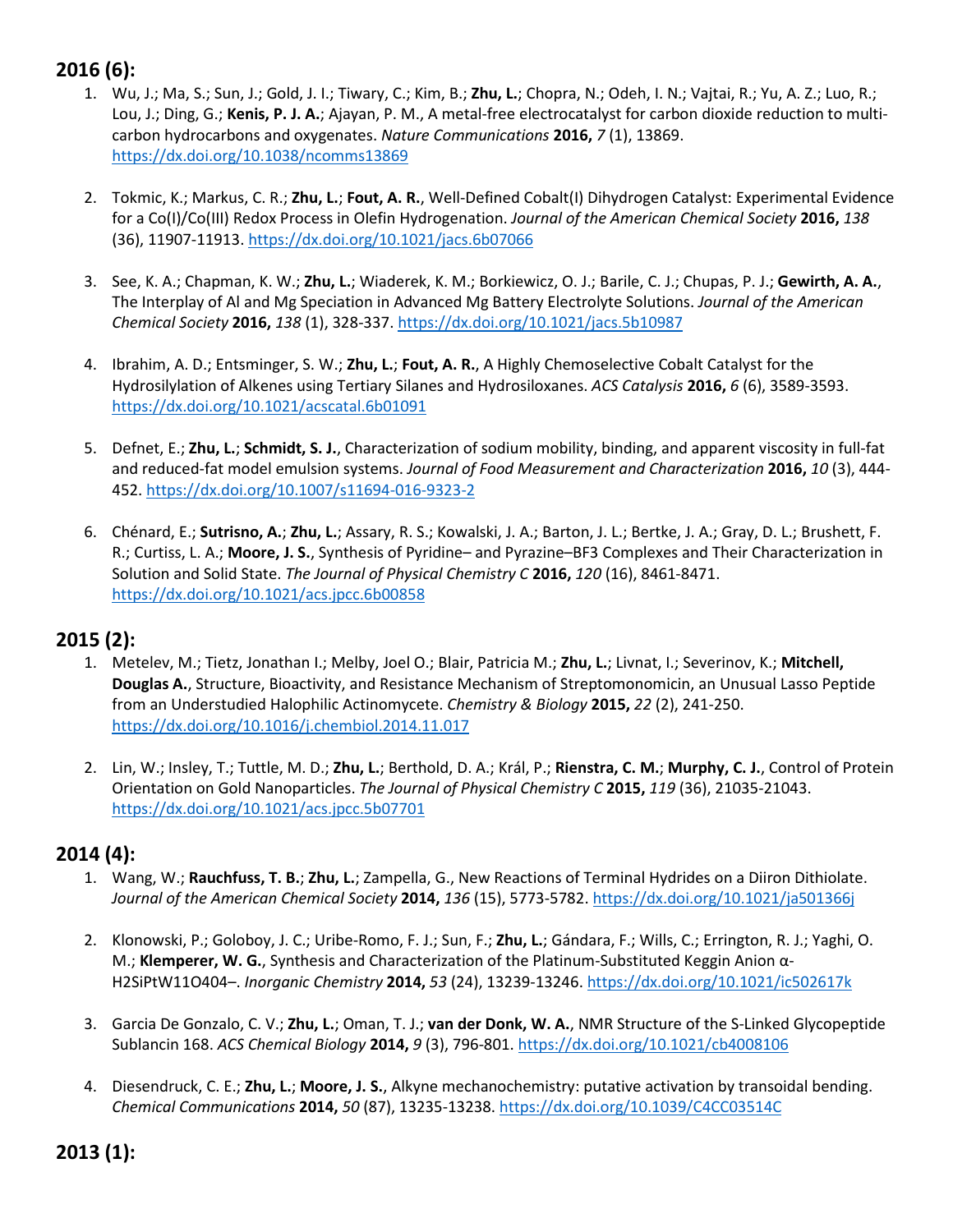## 2016 (6):

1. Wu, J.; Ma, S.; Sun, J.; Gold, J. I.; Tiwary, C.; Kim, B.; **Zhu, L.**; Chopra, N.; Odeh, I. N.; Vajtai, R.; Yu, A. Z.; Luo, R.; Lou, J.; Ding, G.; **Kenis, P. J. A.**; Ajayan, P. M., A metal-free electrocatalyst for carbon dioxide reduction to multi-carbon hydrocarbons and oxygenates. *Nature Communications* **2016,** *7* (1), 13869. https://dx.doi.org/10.1038/ncomms13869

2. Tokmic, K.; Markus, C. R.; **Zhu, L.**; **Fout, A. R.**, Well-Defined Cobalt(I) Dihydrogen Catalyst: Experimental Evidence for a Co(I)/Co(III) Redox Process in Olefin Hydrogenation. *Journal of the American Chemical Society* **2016,** *138* (36), 11907-11913. https://dx.doi.org/10.1021/jacs.6b07066

3. See, K. A.; Chapman, K. W.; **Zhu, L.**; Wiaderek, K. M.; Borkiewicz, O. J.; Barile, C. J.; Chupas, P. J.; **Gewirth, A. A.**, The Interplay of Al and Mg Speciation in Advanced Mg Battery Electrolyte Solutions. *Journal of the American Chemical Society* **2016,** *138* (1), 328-337. https://dx.doi.org/10.1021/jacs.5b10987

4. Ibrahim, A. D.; Entsminger, S. W.; **Zhu, L.**; **Fout, A. R.**, A Highly Chemoselective Cobalt Catalyst for the Hydrosilylation of Alkenes using Tertiary Silanes and Hydrosiloxanes. *ACS Catalysis* **2016,** *6* (6), 3589-3593. https://dx.doi.org/10.1021/acscatal.6b01091

5. Defnet, E.; **Zhu, L.**; **Schmidt, S. J.**, Characterization of sodium mobility, binding, and apparent viscosity in full-fat and reduced-fat model emulsion systems. *Journal of Food Measurement and Characterization* **2016,** *10* (3), 444-452. https://dx.doi.org/10.1007/s11694-016-9323-2

6. Chénard, E.; **Sutrisno, A.**; **Zhu, L.**; Assary, R. S.; Kowalski, J. A.; Barton, J. L.; Bertke, J. A.; Gray, D. L.; Brushett, F. R.; Curtiss, L. A.; **Moore, J. S.**, Synthesis of Pyridine– and Pyrazine–BF3 Complexes and Their Characterization in Solution and Solid State. *The Journal of Physical Chemistry C* **2016,** *120* (16), 8461-8471. https://dx.doi.org/10.1021/acs.jpcc.6b00858

## 2015 (2):

1. Metelev, M.; Tietz, Jonathan I.; Melby, Joel O.; Blair, Patricia M.; **Zhu, L.**; Livnat, I.; Severinov, K.; **Mitchell, Douglas A.**, Structure, Bioactivity, and Resistance Mechanism of Streptomonomicin, an Unusual Lasso Peptide from an Understudied Halophilic Actinomycete. *Chemistry & Biology* **2015,** *22* (2), 241-250. https://dx.doi.org/10.1016/j.chembiol.2014.11.017

2. Lin, W.; Insley, T.; Tuttle, M. D.; **Zhu, L.**; Berthold, D. A.; Král, P.; **Rienstra, C. M.**; **Murphy, C. J.**, Control of Protein Orientation on Gold Nanoparticles. *The Journal of Physical Chemistry C* **2015,** *119* (36), 21035-21043. https://dx.doi.org/10.1021/acs.jpcc.5b07701

## 2014 (4):

1. Wang, W.; **Rauchfuss, T. B.**; **Zhu, L.**; Zampella, G., New Reactions of Terminal Hydrides on a Diiron Dithiolate. *Journal of the American Chemical Society* **2014,** *136* (15), 5773-5782. https://dx.doi.org/10.1021/ja501366j

2. Klonowski, P.; Goloboy, J. C.; Uribe-Romo, F. J.; Sun, F.; **Zhu, L.**; Gándara, F.; Wills, C.; Errington, R. J.; Yaghi, O. M.; **Klemperer, W. G.**, Synthesis and Characterization of the Platinum-Substituted Keggin Anion α-H2SiPtW11O404–. *Inorganic Chemistry* **2014,** *53* (24), 13239-13246. https://dx.doi.org/10.1021/ic502617k

3. Garcia De Gonzalo, C. V.; **Zhu, L.**; Oman, T. J.; **van der Donk, W. A.**, NMR Structure of the S-Linked Glycopeptide Sublancin 168. *ACS Chemical Biology* **2014,** *9* (3), 796-801. https://dx.doi.org/10.1021/cb4008106

4. Diesendruck, C. E.; **Zhu, L.**; **Moore, J. S.**, Alkyne mechanochemistry: putative activation by transoidal bending. *Chemical Communications* **2014,** *50* (87), 13235-13238. https://dx.doi.org/10.1039/C4CC03514C

## 2013 (1):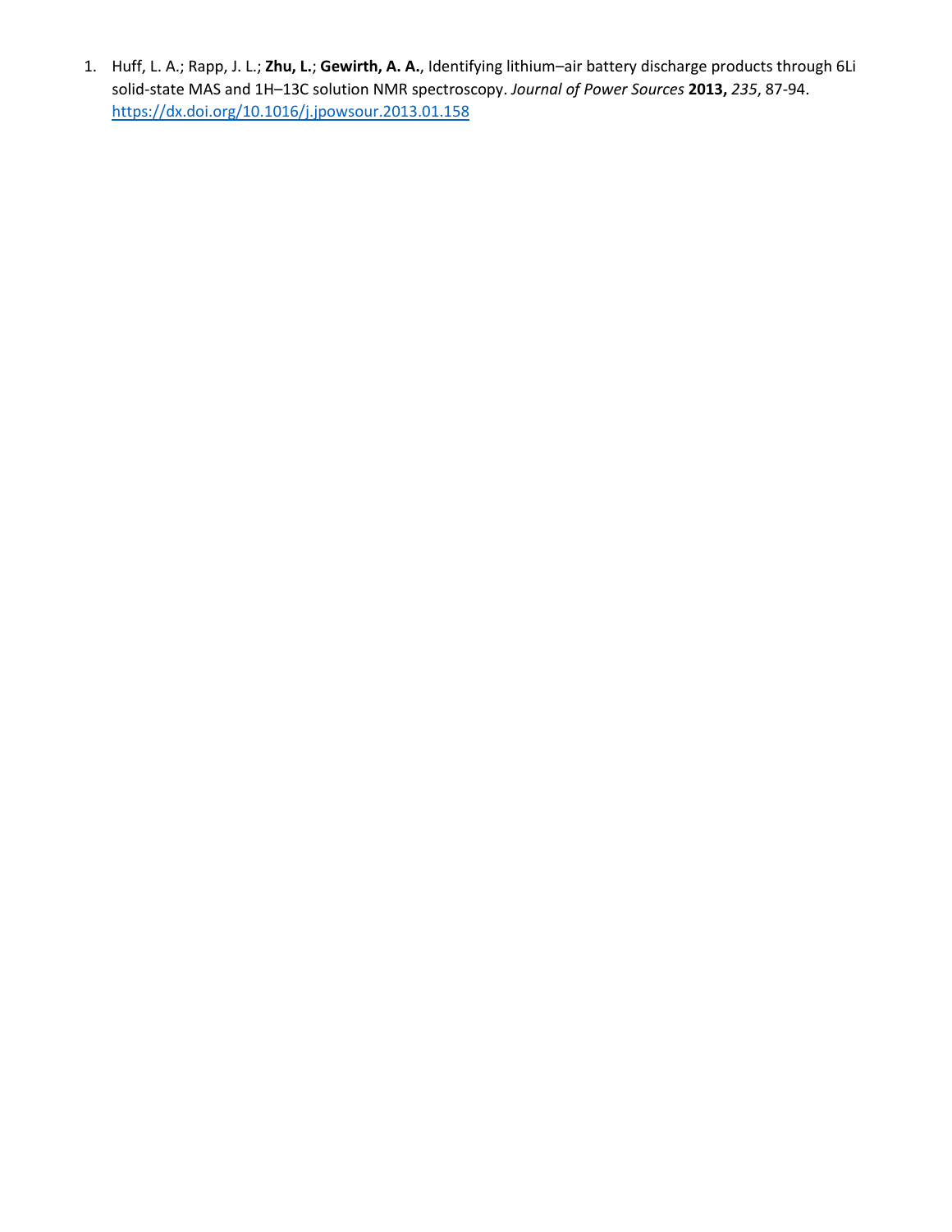1. Huff, L. A.; Rapp, J. L.; **Zhu, L.**; **Gewirth, A. A.**, Identifying lithium–air battery discharge products through 6Li solid-state MAS and 1H–13C solution NMR spectroscopy. *Journal of Power Sources* **2013,** *235*, 87-94. https://dx.doi.org/10.1016/j.jpowsour.2013.01.158